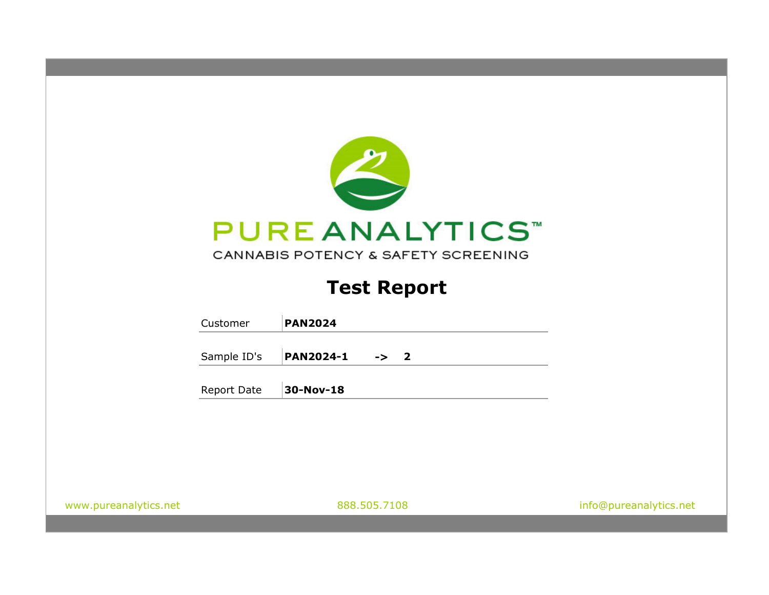PURE ANALYTICS™

CANNABIS POTENCY & SAFETY SCREENING

# Test Report

| | |
|---|---|
| Customer | **PAN2024** |
| Sample ID's | **PAN2024-1 -> 2** |
| Report Date | **30-Nov-18** |

www.pureanalytics.net 888.505.7108 info@pureanalytics.net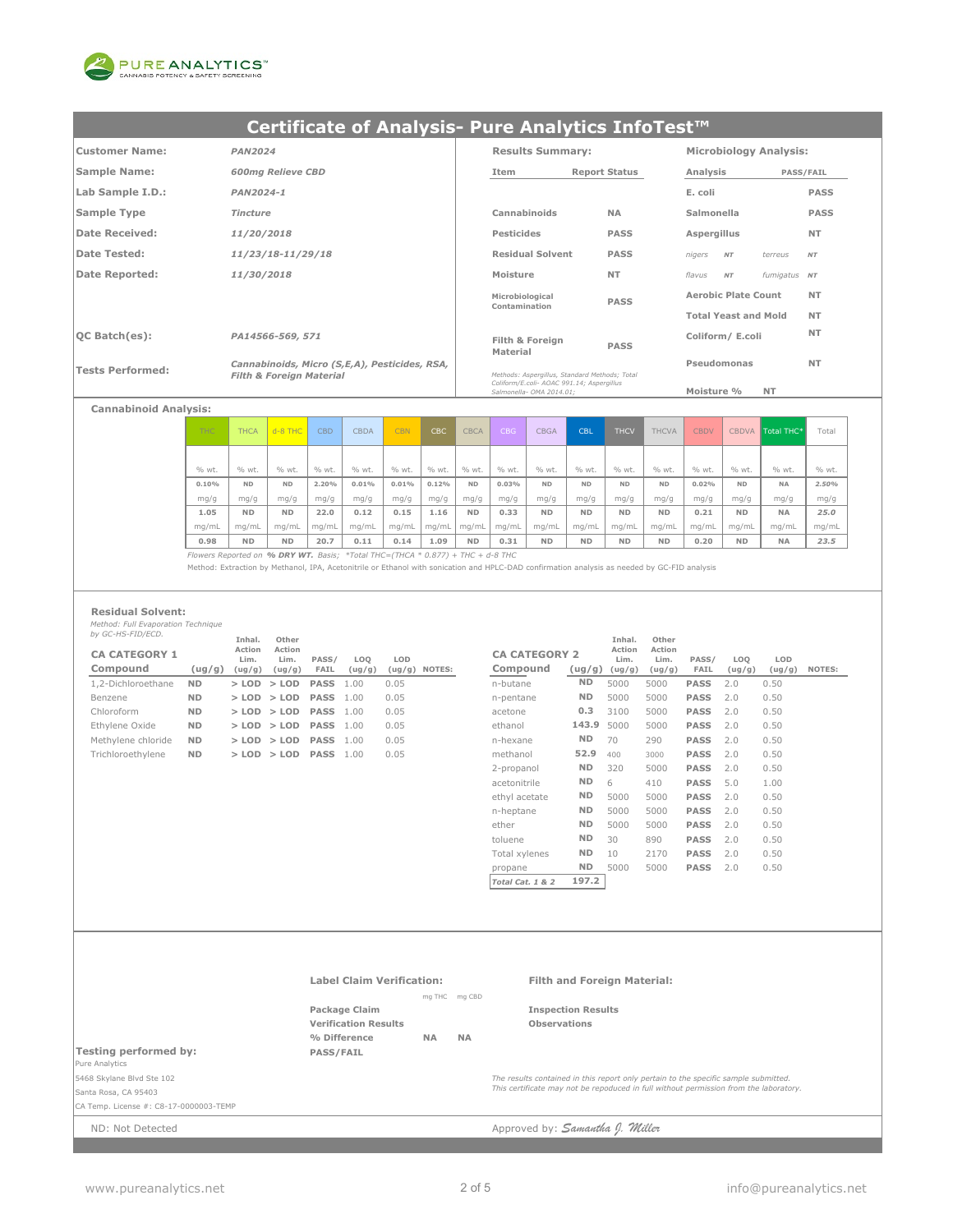PURE ANALYTICS™
CANNABIS POTENCY & SAFETY SCREENING

# Certificate of Analysis- Pure Analytics InfoTest™

| | |
|---|---|
| **Customer Name:** | *PAN2024* |
| **Sample Name:** | *600mg Relieve CBD* |
| **Lab Sample I.D.:** | *PAN2024-1* |
| **Sample Type** | *Tincture* |
| **Date Received:** | *11/20/2018* |
| **Date Tested:** | *11/23/18-11/29/18* |
| **Date Reported:** | *11/30/2018* |
| **QC Batch(es):** | *PA14566-569, 571* |
| **Tests Performed:** | *Cannabinoids, Micro (S,E,A), Pesticides, RSA, Filth & Foreign Material* |

**Results Summary:**

| Item | Report Status |
|---|---|
| Cannabinoids | NA |
| Pesticides | PASS |
| Residual Solvent | PASS |
| Moisture | NT |
| Microbiological Contamination | PASS |
| Filth & Foreign Material | PASS |

*Methods: Aspergillus, Standard Methods; Total Coliform/E.coli- AOAC 991.14; Aspergillus Salmonella- OMA 2014.01;*

**Microbiology Analysis:**

| Analysis | PASS/FAIL |
|---|---|
| E. coli | PASS |
| Salmonella | PASS |
| Aspergillus | NT |
| *nigers* | *NT* |
| *terreus* | *NT* |
| *flavus* | *NT* |
| *fumigatus* | *NT* |
| Aerobic Plate Count | NT |
| Total Yeast and Mold | NT |
| Coliform/ E.coli | NT |
| Pseudomonas | NT |
| Moisture % | NT |

## Cannabinoid Analysis:

| | THC | THCA | d-8 THC | CBD | CBDA | CBN | CBC | CBCA | CBG | CBGA | CBL | THCV | THCVA | CBDV | CBDVA | Total THC* | Total |
|---|---|---|---|---|---|---|---|---|---|---|---|---|---|---|---|---|---|
| % wt. | 0.10% | ND | ND | 2.20% | 0.01% | 0.01% | 0.12% | ND | 0.03% | ND | ND | ND | ND | 0.02% | ND | NA | *2.50%* |
| mg/g | 1.05 | ND | ND | 22.0 | 0.12 | 0.15 | 1.16 | ND | 0.33 | ND | ND | ND | ND | 0.21 | ND | NA | *25.0* |
| mg/mL | 0.98 | ND | ND | 20.7 | 0.11 | 0.14 | 1.09 | ND | 0.31 | ND | ND | ND | ND | 0.20 | ND | NA | *23.5* |

*Flowers Reported on* ***% DRY WT.*** *Basis; \*Total THC=(THCA \* 0.877) + THC + d-8 THC*

Method: Extraction by Methanol, IPA, Acetonitrile or Ethanol with sonication and HPLC-DAD confirmation analysis as needed by GC-FID analysis

## Residual Solvent:

*Method: Full Evaporation Technique by GC-HS-FID/ECD.*

**CA CATEGORY 1**

| Compound | (ug/g) | Inhal. Action Lim. (ug/g) | Other Action Lim. (ug/g) | PASS/ FAIL | LOQ (ug/g) | LOD (ug/g) | NOTES: |
|---|---|---|---|---|---|---|---|
| 1,2-Dichloroethane | ND | > LOD | > LOD | PASS | 1.00 | 0.05 | |
| Benzene | ND | > LOD | > LOD | PASS | 1.00 | 0.05 | |
| Chloroform | ND | > LOD | > LOD | PASS | 1.00 | 0.05 | |
| Ethylene Oxide | ND | > LOD | > LOD | PASS | 1.00 | 0.05 | |
| Methylene chloride | ND | > LOD | > LOD | PASS | 1.00 | 0.05 | |
| Trichloroethylene | ND | > LOD | > LOD | PASS | 1.00 | 0.05 | |

**CA CATEGORY 2**

| Compound | (ug/g) | Inhal. Action Lim. (ug/g) | Other Action Lim. (ug/g) | PASS/ FAIL | LOQ (ug/g) | LOD (ug/g) | NOTES: |
|---|---|---|---|---|---|---|---|
| n-butane | ND | 5000 | 5000 | PASS | 2.0 | 0.50 | |
| n-pentane | ND | 5000 | 5000 | PASS | 2.0 | 0.50 | |
| acetone | 0.3 | 3100 | 5000 | PASS | 2.0 | 0.50 | |
| ethanol | 143.9 | 5000 | 5000 | PASS | 2.0 | 0.50 | |
| n-hexane | ND | 70 | 290 | PASS | 2.0 | 0.50 | |
| methanol | 52.9 | 400 | 3000 | PASS | 2.0 | 0.50 | |
| 2-propanol | ND | 320 | 5000 | PASS | 2.0 | 0.50 | |
| acetonitrile | ND | 6 | 410 | PASS | 5.0 | 1.00 | |
| ethyl acetate | ND | 5000 | 5000 | PASS | 2.0 | 0.50 | |
| n-heptane | ND | 5000 | 5000 | PASS | 2.0 | 0.50 | |
| ether | ND | 5000 | 5000 | PASS | 2.0 | 0.50 | |
| toluene | ND | 30 | 890 | PASS | 2.0 | 0.50 | |
| Total xylenes | ND | 10 | 2170 | PASS | 2.0 | 0.50 | |
| propane | ND | 5000 | 5000 | PASS | 2.0 | 0.50 | |
| *Total Cat. 1 & 2* | 197.2 | | | | | | |

**Label Claim Verification:**

| | mg THC | mg CBD |
|---|---|---|
| **Package Claim** | | |
| **Verification Results** | | |
| **% Difference** | NA | NA |
| **PASS/FAIL** | | |

**Filth and Foreign Material:**

**Inspection Results**

**Observations**

**Testing performed by:**

Pure Analytics
5468 Skylane Blvd Ste 102
Santa Rosa, CA 95403
CA Temp. License #: C8-17-0000003-TEMP

*The results contained in this report only pertain to the specific sample submitted. This certificate may not be repoduced in full without permission from the laboratory.*

ND: Not Detected

Approved by: *Samantha J. Miller*

www.pureanalytics.net

info@pureanalytics.net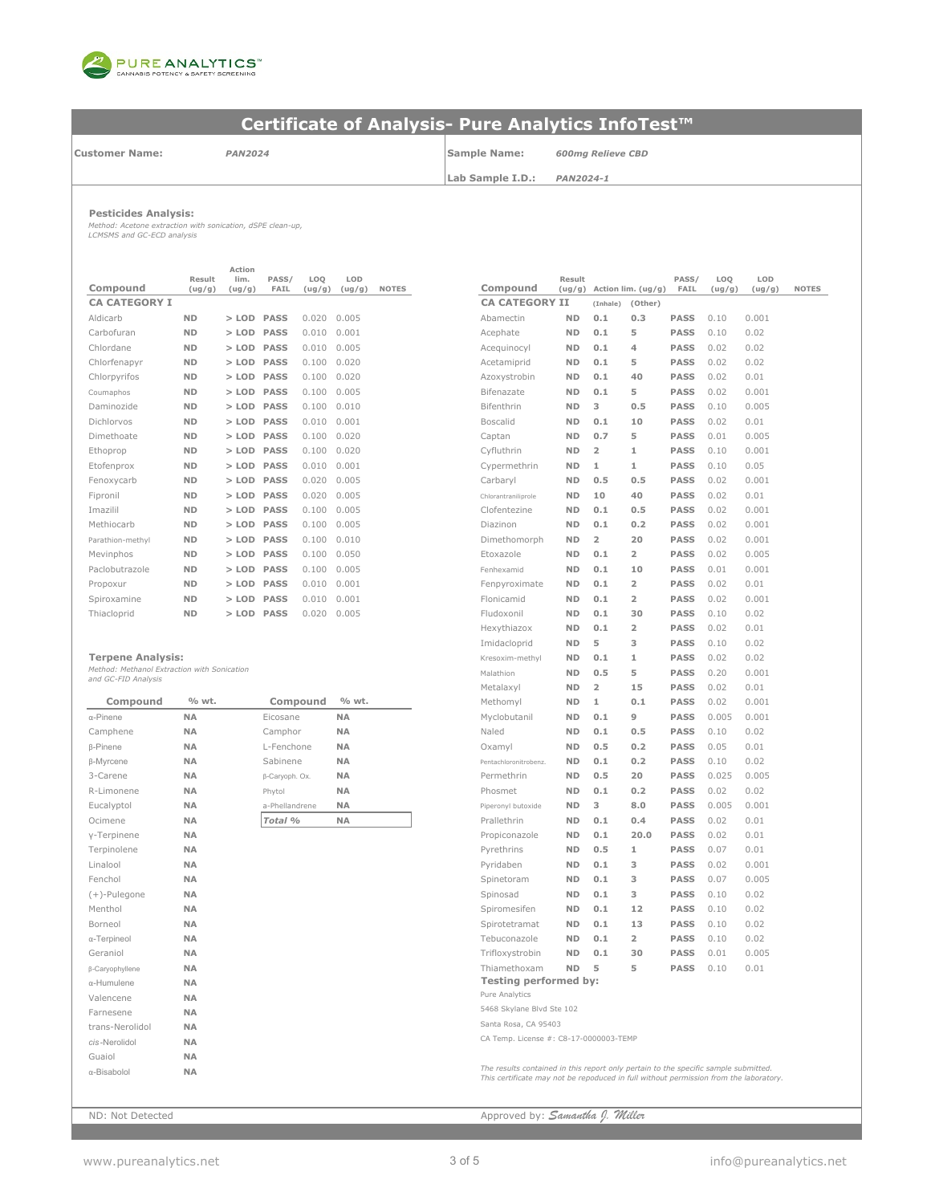# Certificate of Analysis- Pure Analytics InfoTest™

**Customer Name:** *PAN2024*

**Sample Name:** *600mg Relieve CBD*

**Lab Sample I.D.:** *PAN2024-1*

### Pesticides Analysis:

*Method: Acetone extraction with sonication, dSPE clean-up, LCMSMS and GC-ECD analysis*

| Compound | Result (ug/g) | Action lim. (ug/g) | PASS/ FAIL | LOQ (ug/g) | LOD (ug/g) | NOTES |
|---|---|---|---|---|---|---|
| **CA CATEGORY I** | | | | | | |
| Aldicarb | ND | > LOD | PASS | 0.020 | 0.005 | |
| Carbofuran | ND | > LOD | PASS | 0.010 | 0.001 | |
| Chlordane | ND | > LOD | PASS | 0.010 | 0.005 | |
| Chlorfenapyr | ND | > LOD | PASS | 0.100 | 0.020 | |
| Chlorpyrifos | ND | > LOD | PASS | 0.100 | 0.020 | |
| Coumaphos | ND | > LOD | PASS | 0.100 | 0.005 | |
| Daminozide | ND | > LOD | PASS | 0.100 | 0.010 | |
| Dichlorvos | ND | > LOD | PASS | 0.010 | 0.001 | |
| Dimethoate | ND | > LOD | PASS | 0.100 | 0.020 | |
| Ethoprop | ND | > LOD | PASS | 0.100 | 0.020 | |
| Etofenprox | ND | > LOD | PASS | 0.010 | 0.001 | |
| Fenoxycarb | ND | > LOD | PASS | 0.020 | 0.005 | |
| Fipronil | ND | > LOD | PASS | 0.020 | 0.005 | |
| Imazilil | ND | > LOD | PASS | 0.100 | 0.005 | |
| Methiocarb | ND | > LOD | PASS | 0.100 | 0.005 | |
| Parathion-methyl | ND | > LOD | PASS | 0.100 | 0.010 | |
| Mevinphos | ND | > LOD | PASS | 0.100 | 0.050 | |
| Paclobutrazole | ND | > LOD | PASS | 0.100 | 0.005 | |
| Propoxur | ND | > LOD | PASS | 0.010 | 0.001 | |
| Spiroxamine | ND | > LOD | PASS | 0.010 | 0.001 | |
| Thiacloprid | ND | > LOD | PASS | 0.020 | 0.005 | |

| Compound | Result (ug/g) | Action lim. (ug/g) (Inhale) | Action lim. (ug/g) (Other) | PASS/ FAIL | LOQ (ug/g) | LOD (ug/g) | NOTES |
|---|---|---|---|---|---|---|---|
| **CA CATEGORY II** | | | | | | | |
| Abamectin | ND | 0.1 | 0.3 | PASS | 0.10 | 0.001 | |
| Acephate | ND | 0.1 | 5 | PASS | 0.10 | 0.02 | |
| Acequinocyl | ND | 0.1 | 4 | PASS | 0.02 | 0.02 | |
| Acetamiprid | ND | 0.1 | 5 | PASS | 0.02 | 0.02 | |
| Azoxystrobin | ND | 0.1 | 40 | PASS | 0.02 | 0.01 | |
| Bifenazate | ND | 0.1 | 5 | PASS | 0.02 | 0.001 | |
| Bifenthrin | ND | 3 | 0.5 | PASS | 0.10 | 0.005 | |
| Boscalid | ND | 0.1 | 10 | PASS | 0.02 | 0.01 | |
| Captan | ND | 0.7 | 5 | PASS | 0.01 | 0.005 | |
| Cyfluthrin | ND | 2 | 1 | PASS | 0.10 | 0.001 | |
| Cypermethrin | ND | 1 | 1 | PASS | 0.10 | 0.05 | |
| Carbaryl | ND | 0.5 | 0.5 | PASS | 0.02 | 0.001 | |
| Chlorantraniliprole | ND | 10 | 40 | PASS | 0.02 | 0.01 | |
| Clofentezine | ND | 0.1 | 0.5 | PASS | 0.02 | 0.001 | |
| Diazinon | ND | 0.1 | 0.2 | PASS | 0.02 | 0.001 | |
| Dimethomorph | ND | 2 | 20 | PASS | 0.02 | 0.001 | |
| Etoxazole | ND | 0.1 | 2 | PASS | 0.02 | 0.005 | |
| Fenhexamid | ND | 0.1 | 10 | PASS | 0.01 | 0.001 | |
| Fenpyroximate | ND | 0.1 | 2 | PASS | 0.02 | 0.01 | |
| Flonicamid | ND | 0.1 | 2 | PASS | 0.02 | 0.001 | |
| Fludoxonil | ND | 0.1 | 30 | PASS | 0.10 | 0.02 | |
| Hexythiazox | ND | 0.1 | 2 | PASS | 0.02 | 0.01 | |
| Imidacloprid | ND | 5 | 3 | PASS | 0.10 | 0.02 | |
| Kresoxim-methyl | ND | 0.1 | 1 | PASS | 0.02 | 0.02 | |
| Malathion | ND | 0.5 | 5 | PASS | 0.20 | 0.001 | |
| Metalaxyl | ND | 2 | 15 | PASS | 0.02 | 0.01 | |
| Methomyl | ND | 1 | 0.1 | PASS | 0.02 | 0.001 | |
| Myclobutanil | ND | 0.1 | 9 | PASS | 0.005 | 0.001 | |
| Naled | ND | 0.1 | 0.5 | PASS | 0.10 | 0.02 | |
| Oxamyl | ND | 0.5 | 0.2 | PASS | 0.05 | 0.01 | |
| Pentachloronitrobenz. | ND | 0.1 | 0.2 | PASS | 0.10 | 0.02 | |
| Permethrin | ND | 0.5 | 20 | PASS | 0.025 | 0.005 | |
| Phosmet | ND | 0.1 | 0.2 | PASS | 0.02 | 0.02 | |
| Piperonyl butoxide | ND | 3 | 8.0 | PASS | 0.005 | 0.001 | |
| Prallethrin | ND | 0.1 | 0.4 | PASS | 0.02 | 0.01 | |
| Propiconazole | ND | 0.1 | 20.0 | PASS | 0.02 | 0.01 | |
| Pyrethrins | ND | 0.5 | 1 | PASS | 0.07 | 0.01 | |
| Pyridaben | ND | 0.1 | 3 | PASS | 0.02 | 0.001 | |
| Spinetoram | ND | 0.1 | 3 | PASS | 0.07 | 0.005 | |
| Spinosad | ND | 0.1 | 3 | PASS | 0.10 | 0.02 | |
| Spiromesifen | ND | 0.1 | 12 | PASS | 0.10 | 0.02 | |
| Spirotetramat | ND | 0.1 | 13 | PASS | 0.10 | 0.02 | |
| Tebuconazole | ND | 0.1 | 2 | PASS | 0.10 | 0.02 | |
| Trifloxystrobin | ND | 0.1 | 30 | PASS | 0.01 | 0.005 | |
| Thiamethoxam | ND | 5 | 5 | PASS | 0.10 | 0.01 | |

### Terpene Analysis:

*Method: Methanol Extraction with Sonication and GC-FID Analysis*

| Compound | % wt. | Compound | % wt. |
|---|---|---|---|
| α-Pinene | NA | Eicosane | NA |
| Camphene | NA | Camphor | NA |
| β-Pinene | NA | L-Fenchone | NA |
| β-Myrcene | NA | Sabinene | NA |
| 3-Carene | NA | β-Caryoph. Ox. | NA |
| R-Limonene | NA | Phytol | NA |
| Eucalyptol | NA | a-Phellandrene | NA |
| Ocimene | NA | ***Total %*** | **NA** |
| γ-Terpinene | NA | | |
| Terpinolene | NA | | |
| Linalool | NA | | |
| Fenchol | NA | | |
| (+)-Pulegone | NA | | |
| Menthol | NA | | |
| Borneol | NA | | |
| α-Terpineol | NA | | |
| Geraniol | NA | | |
| β-Caryophyllene | NA | | |
| α-Humulene | NA | | |
| Valencene | NA | | |
| Farnesene | NA | | |
| trans-Nerolidol | NA | | |
| *cis*-Nerolidol | NA | | |
| Guaiol | NA | | |
| α-Bisabolol | NA | | |

**Testing performed by:**

Pure Analytics

5468 Skylane Blvd Ste 102

Santa Rosa, CA 95403

CA Temp. License #: C8-17-0000003-TEMP

*The results contained in this report only pertain to the specific sample submitted. This certificate may not be repoduced in full without permission from the laboratory.*

ND: Not Detected

Approved by: *Samantha J. Miller*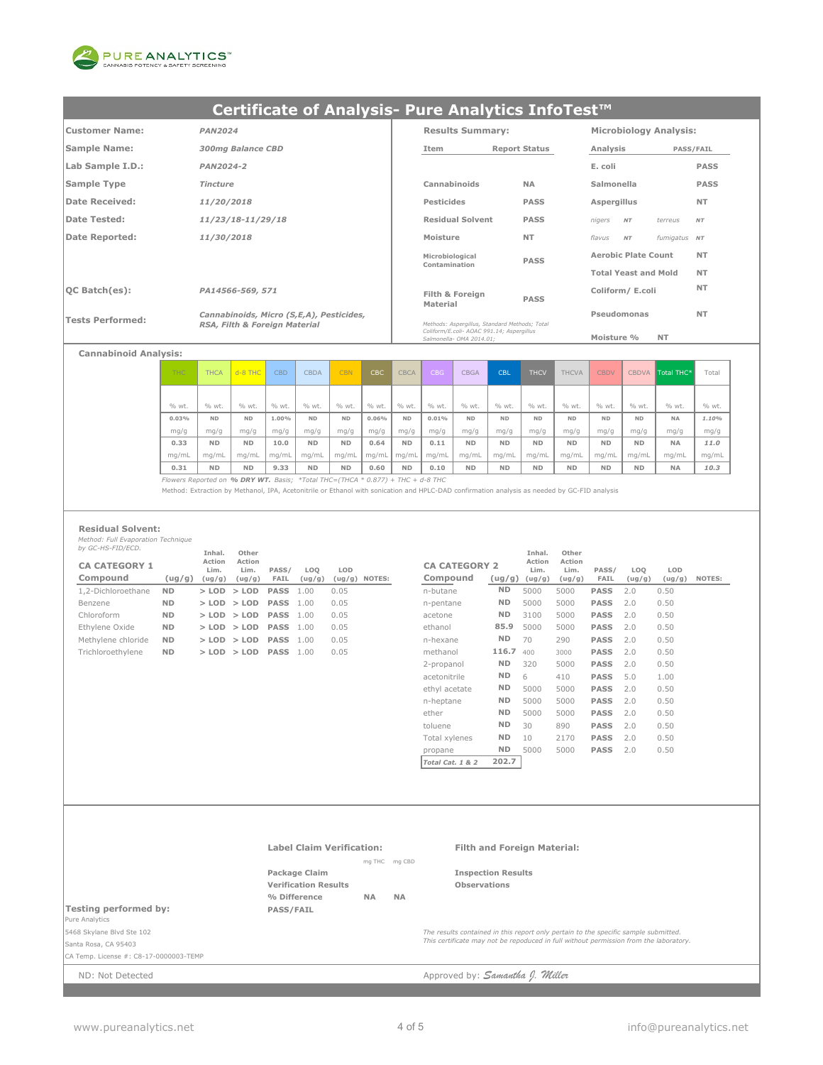PURE ANALYTICS™
CANNABIS POTENCY & SAFETY SCREENING

# Certificate of Analysis- Pure Analytics InfoTest™

| | |
|---|---|
| **Customer Name:** | *PAN2024* |
| **Sample Name:** | *300mg Balance CBD* |
| **Lab Sample I.D.:** | *PAN2024-2* |
| **Sample Type** | *Tincture* |
| **Date Received:** | *11/20/2018* |
| **Date Tested:** | *11/23/18-11/29/18* |
| **Date Reported:** | *11/30/2018* |
| **QC Batch(es):** | *PA14566-569, 571* |
| **Tests Performed:** | *Cannabinoids, Micro (S,E,A), Pesticides, RSA, Filth & Foreign Material* |

**Results Summary:**

| Item | Report Status |
|---|---|
| Cannabinoids | NA |
| Pesticides | PASS |
| Residual Solvent | PASS |
| Moisture | NT |
| Microbiological Contamination | PASS |
| Filth & Foreign Material | PASS |

*Methods: Aspergillus, Standard Methods; Total Coliform/E.coli- AOAC 991.14; Aspergillus Salmonella- OMA 2014.01;*

**Microbiology Analysis:**

| Analysis | PASS/FAIL |
|---|---|
| E. coli | PASS |
| Salmonella | PASS |
| Aspergillus | NT |
| nigers NT / terreus NT | |
| flavus NT / fumigatus NT | |
| Aerobic Plate Count | NT |
| Total Yeast and Mold | NT |
| Coliform/ E.coli | NT |
| Pseudomonas | NT |
| Moisture % | NT |

**Cannabinoid Analysis:**

| | THC | THCA | d-8 THC | CBD | CBDA | CBN | CBC | CBCA | CBG | CBGA | CBL | THCV | THCVA | CBDV | CBDVA | Total THC* | Total |
|---|---|---|---|---|---|---|---|---|---|---|---|---|---|---|---|---|---|
| % wt. | 0.03% | ND | ND | 1.00% | ND | ND | 0.06% | ND | 0.01% | ND | ND | ND | ND | ND | ND | NA | *1.10%* |
| mg/g | 0.33 | ND | ND | 10.0 | ND | ND | 0.64 | ND | 0.11 | ND | ND | ND | ND | ND | ND | NA | *11.0* |
| mg/mL | 0.31 | ND | ND | 9.33 | ND | ND | 0.60 | ND | 0.10 | ND | ND | ND | ND | ND | ND | NA | *10.3* |

*Flowers Reported on* ***% DRY WT.*** *Basis; \*Total THC=(THCA \* 0.877) + THC + d-8 THC*

Method: Extraction by Methanol, IPA, Acetonitrile or Ethanol with sonication and HPLC-DAD confirmation analysis as needed by GC-FID analysis

**Residual Solvent:**

*Method: Full Evaporation Technique by GC-HS-FID/ECD.*

| CA CATEGORY 1 Compound | (ug/g) | Inhal. Action Lim. (ug/g) | Other Action Lim. (ug/g) | PASS/ FAIL | LOQ (ug/g) | LOD (ug/g) | NOTES: |
|---|---|---|---|---|---|---|---|
| 1,2-Dichloroethane | ND | > LOD | > LOD | PASS | 1.00 | 0.05 | |
| Benzene | ND | > LOD | > LOD | PASS | 1.00 | 0.05 | |
| Chloroform | ND | > LOD | > LOD | PASS | 1.00 | 0.05 | |
| Ethylene Oxide | ND | > LOD | > LOD | PASS | 1.00 | 0.05 | |
| Methylene chloride | ND | > LOD | > LOD | PASS | 1.00 | 0.05 | |
| Trichloroethylene | ND | > LOD | > LOD | PASS | 1.00 | 0.05 | |

| CA CATEGORY 2 Compound | (ug/g) | Inhal. Action Lim. (ug/g) | Other Action Lim. (ug/g) | PASS/ FAIL | LOQ (ug/g) | LOD (ug/g) | NOTES: |
|---|---|---|---|---|---|---|---|
| n-butane | ND | 5000 | 5000 | PASS | 2.0 | 0.50 | |
| n-pentane | ND | 5000 | 5000 | PASS | 2.0 | 0.50 | |
| acetone | ND | 3100 | 5000 | PASS | 2.0 | 0.50 | |
| ethanol | 85.9 | 5000 | 5000 | PASS | 2.0 | 0.50 | |
| n-hexane | ND | 70 | 290 | PASS | 2.0 | 0.50 | |
| methanol | 116.7 | 400 | 3000 | PASS | 2.0 | 0.50 | |
| 2-propanol | ND | 320 | 5000 | PASS | 2.0 | 0.50 | |
| acetonitrile | ND | 6 | 410 | PASS | 5.0 | 1.00 | |
| ethyl acetate | ND | 5000 | 5000 | PASS | 2.0 | 0.50 | |
| n-heptane | ND | 5000 | 5000 | PASS | 2.0 | 0.50 | |
| ether | ND | 5000 | 5000 | PASS | 2.0 | 0.50 | |
| toluene | ND | 30 | 890 | PASS | 2.0 | 0.50 | |
| Total xylenes | ND | 10 | 2170 | PASS | 2.0 | 0.50 | |
| propane | ND | 5000 | 5000 | PASS | 2.0 | 0.50 | |
| *Total Cat. 1 & 2* | 202.7 | | | | | | |

**Label Claim Verification:**

| | mg THC | mg CBD |
|---|---|---|
| **Package Claim** | | |
| **Verification Results** | | |
| **% Difference** | NA | NA |
| **PASS/FAIL** | | |

**Filth and Foreign Material:**

**Inspection Results**

**Observations**

**Testing performed by:**
Pure Analytics
5468 Skylane Blvd Ste 102
Santa Rosa, CA 95403
CA Temp. License #: C8-17-0000003-TEMP

*The results contained in this report only pertain to the specific sample submitted. This certificate may not be repoduced in full without permission from the laboratory.*

ND: Not Detected

Approved by: *Samantha J. Miller*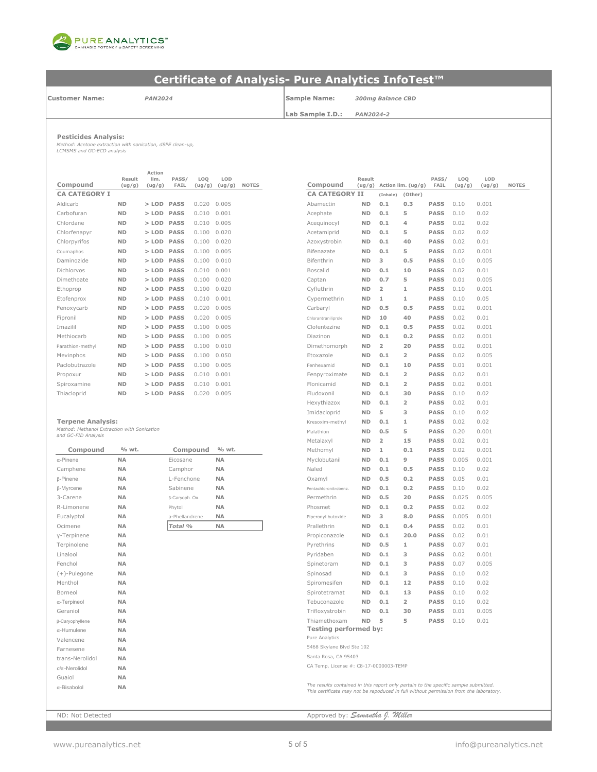PURE ANALYTICS™ CANNABIS POTENCY & SAFETY SCREENING

# Certificate of Analysis- Pure Analytics InfoTest™

**Customer Name:** ***PAN2024***

**Sample Name:** ***300mg Balance CBD***

**Lab Sample I.D.:** ***PAN2024-2***

## Pesticides Analysis:

*Method: Acetone extraction with sonication, dSPE clean-up, LCMSMS and GC-ECD analysis*

| Compound | Result (ug/g) | Action lim. (ug/g) | PASS/ FAIL | LOQ (ug/g) | LOD (ug/g) | NOTES |
|---|---|---|---|---|---|---|
| **CA CATEGORY I** | | | | | | |
| Aldicarb | ND | > LOD | PASS | 0.020 | 0.005 | |
| Carbofuran | ND | > LOD | PASS | 0.010 | 0.001 | |
| Chlordane | ND | > LOD | PASS | 0.010 | 0.005 | |
| Chlorfenapyr | ND | > LOD | PASS | 0.100 | 0.020 | |
| Chlorpyrifos | ND | > LOD | PASS | 0.100 | 0.020 | |
| Coumaphos | ND | > LOD | PASS | 0.100 | 0.005 | |
| Daminozide | ND | > LOD | PASS | 0.100 | 0.010 | |
| Dichlorvos | ND | > LOD | PASS | 0.010 | 0.001 | |
| Dimethoate | ND | > LOD | PASS | 0.100 | 0.020 | |
| Ethoprop | ND | > LOD | PASS | 0.100 | 0.020 | |
| Etofenprox | ND | > LOD | PASS | 0.010 | 0.001 | |
| Fenoxycarb | ND | > LOD | PASS | 0.020 | 0.005 | |
| Fipronil | ND | > LOD | PASS | 0.020 | 0.005 | |
| Imazilil | ND | > LOD | PASS | 0.100 | 0.005 | |
| Methiocarb | ND | > LOD | PASS | 0.100 | 0.005 | |
| Parathion-methyl | ND | > LOD | PASS | 0.100 | 0.010 | |
| Mevinphos | ND | > LOD | PASS | 0.100 | 0.050 | |
| Paclobutrazole | ND | > LOD | PASS | 0.100 | 0.005 | |
| Propoxur | ND | > LOD | PASS | 0.010 | 0.001 | |
| Spiroxamine | ND | > LOD | PASS | 0.010 | 0.001 | |
| Thiacloprid | ND | > LOD | PASS | 0.020 | 0.005 | |

| Compound | Result (ug/g) | Action lim. (ug/g) (Inhale) | Action lim. (ug/g) (Other) | PASS/ FAIL | LOQ (ug/g) | LOD (ug/g) | NOTES |
|---|---|---|---|---|---|---|---|
| **CA CATEGORY II** | | | | | | | |
| Abamectin | ND | 0.1 | 0.3 | PASS | 0.10 | 0.001 | |
| Acephate | ND | 0.1 | 5 | PASS | 0.10 | 0.02 | |
| Acequinocyl | ND | 0.1 | 4 | PASS | 0.02 | 0.02 | |
| Acetamiprid | ND | 0.1 | 5 | PASS | 0.02 | 0.02 | |
| Azoxystrobin | ND | 0.1 | 40 | PASS | 0.02 | 0.01 | |
| Bifenazate | ND | 0.1 | 5 | PASS | 0.02 | 0.001 | |
| Bifenthrin | ND | 3 | 0.5 | PASS | 0.10 | 0.005 | |
| Boscalid | ND | 0.1 | 10 | PASS | 0.02 | 0.01 | |
| Captan | ND | 0.7 | 5 | PASS | 0.01 | 0.005 | |
| Cyfluthrin | ND | 2 | 1 | PASS | 0.10 | 0.001 | |
| Cypermethrin | ND | 1 | 1 | PASS | 0.10 | 0.05 | |
| Carbaryl | ND | 0.5 | 0.5 | PASS | 0.02 | 0.001 | |
| Chlorantraniliprole | ND | 10 | 40 | PASS | 0.02 | 0.01 | |
| Clofentezine | ND | 0.1 | 0.5 | PASS | 0.02 | 0.001 | |
| Diazinon | ND | 0.1 | 0.2 | PASS | 0.02 | 0.001 | |
| Dimethomorph | ND | 2 | 20 | PASS | 0.02 | 0.001 | |
| Etoxazole | ND | 0.1 | 2 | PASS | 0.02 | 0.005 | |
| Fenhexamid | ND | 0.1 | 10 | PASS | 0.01 | 0.001 | |
| Fenpyroximate | ND | 0.1 | 2 | PASS | 0.02 | 0.01 | |
| Flonicamid | ND | 0.1 | 2 | PASS | 0.02 | 0.001 | |
| Fludoxonil | ND | 0.1 | 30 | PASS | 0.10 | 0.02 | |
| Hexythiazox | ND | 0.1 | 2 | PASS | 0.02 | 0.01 | |
| Imidacloprid | ND | 5 | 3 | PASS | 0.10 | 0.02 | |
| Kresoxim-methyl | ND | 0.1 | 1 | PASS | 0.02 | 0.02 | |
| Malathion | ND | 0.5 | 5 | PASS | 0.20 | 0.001 | |
| Metalaxyl | ND | 2 | 15 | PASS | 0.02 | 0.01 | |
| Methomyl | ND | 1 | 0.1 | PASS | 0.02 | 0.001 | |
| Myclobutanil | ND | 0.1 | 9 | PASS | 0.005 | 0.001 | |
| Naled | ND | 0.1 | 0.5 | PASS | 0.10 | 0.02 | |
| Oxamyl | ND | 0.5 | 0.2 | PASS | 0.05 | 0.01 | |
| Pentachloronitrobenz. | ND | 0.1 | 0.2 | PASS | 0.10 | 0.02 | |
| Permethrin | ND | 0.5 | 20 | PASS | 0.025 | 0.005 | |
| Phosmet | ND | 0.1 | 0.2 | PASS | 0.02 | 0.02 | |
| Piperonyl butoxide | ND | 3 | 8.0 | PASS | 0.005 | 0.001 | |
| Prallethrin | ND | 0.1 | 0.4 | PASS | 0.02 | 0.01 | |
| Propiconazole | ND | 0.1 | 20.0 | PASS | 0.02 | 0.01 | |
| Pyrethrins | ND | 0.5 | 1 | PASS | 0.07 | 0.01 | |
| Pyridaben | ND | 0.1 | 3 | PASS | 0.02 | 0.001 | |
| Spinetoram | ND | 0.1 | 3 | PASS | 0.07 | 0.005 | |
| Spinosad | ND | 0.1 | 3 | PASS | 0.10 | 0.02 | |
| Spiromesifen | ND | 0.1 | 12 | PASS | 0.10 | 0.02 | |
| Spirotetramat | ND | 0.1 | 13 | PASS | 0.10 | 0.02 | |
| Tebuconazole | ND | 0.1 | 2 | PASS | 0.10 | 0.02 | |
| Trifloxystrobin | ND | 0.1 | 30 | PASS | 0.01 | 0.005 | |
| Thiamethoxam | ND | 5 | 5 | PASS | 0.10 | 0.01 | |

## Terpene Analysis:

*Method: Methanol Extraction with Sonication and GC-FID Analysis*

| Compound | % wt. |
|---|---|
| α-Pinene | NA |
| Camphene | NA |
| β-Pinene | NA |
| β-Myrcene | NA |
| 3-Carene | NA |
| R-Limonene | NA |
| Eucalyptol | NA |
| Ocimene | NA |
| γ-Terpinene | NA |
| Terpinolene | NA |
| Linalool | NA |
| Fenchol | NA |
| (+)-Pulegone | NA |
| Menthol | NA |
| Borneol | NA |
| α-Terpineol | NA |
| Geraniol | NA |
| β-Caryophyllene | NA |
| α-Humulene | NA |
| Valencene | NA |
| Farnesene | NA |
| trans-Nerolidol | NA |
| *cis*-Nerolidol | NA |
| Guaiol | NA |
| α-Bisabolol | NA |

| Compound | % wt. |
|---|---|
| Eicosane | NA |
| Camphor | NA |
| L-Fenchone | NA |
| Sabinene | NA |
| β-Caryoph. Ox. | NA |
| Phytol | NA |
| a-Phellandrene | NA |
| ***Total %*** | NA |

**Testing performed by:**

Pure Analytics
5468 Skylane Blvd Ste 102
Santa Rosa, CA 95403
CA Temp. License #: C8-17-0000003-TEMP

*The results contained in this report only pertain to the specific sample submitted. This certificate may not be repoduced in full without permission from the laboratory.*

ND: Not Detected

Approved by: *Samantha J. Miller*

www.pureanalytics.net

info@pureanalytics.net